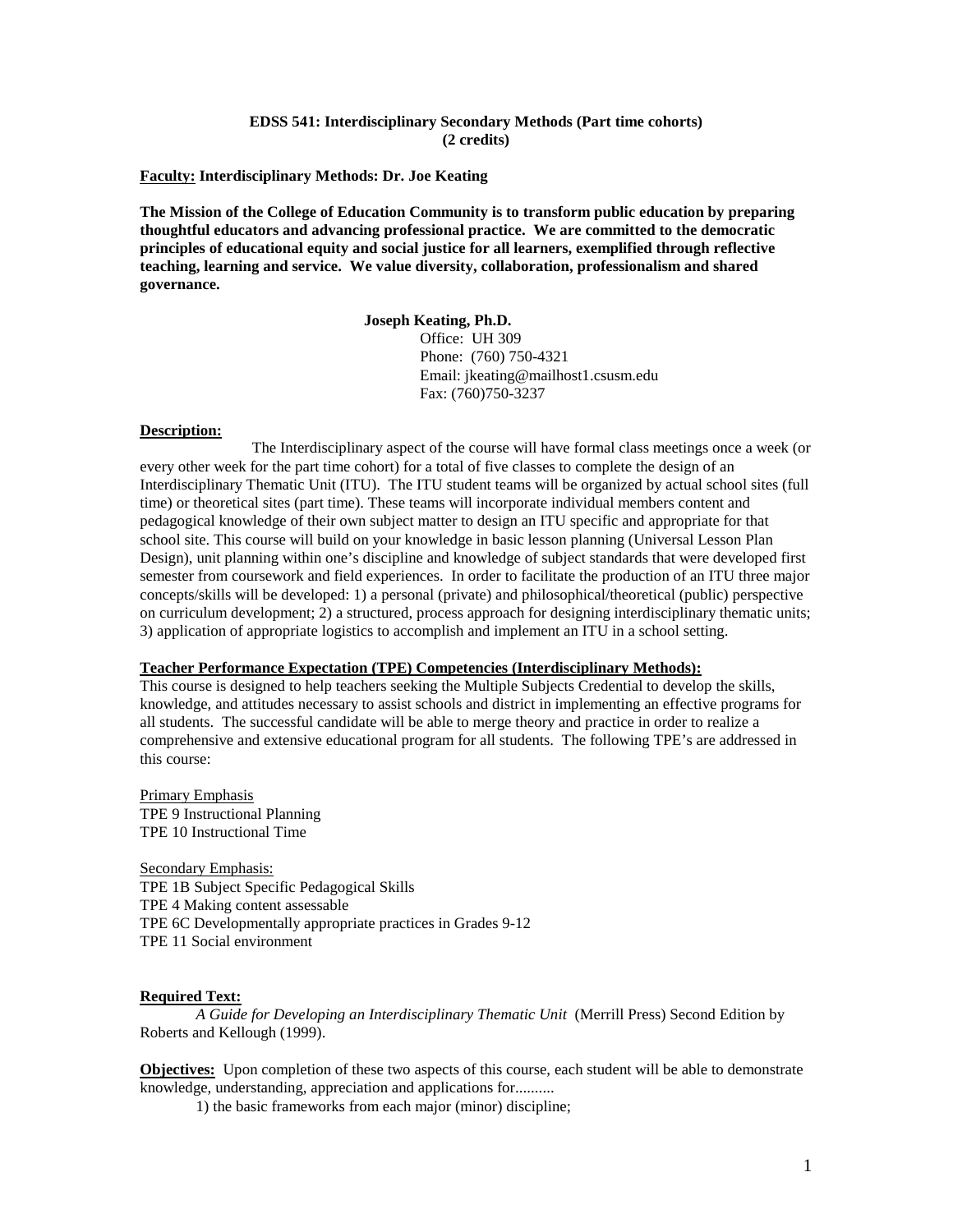**EDSS 541: Interdisciplinary Secondary Methods (Part time cohorts)**
**(2 credits)**

**Faculty: Interdisciplinary Methods: Dr. Joe Keating**

**The Mission of the College of Education Community is to transform public education by preparing thoughtful educators and advancing professional practice. We are committed to the democratic principles of educational equity and social justice for all learners, exemplified through reflective teaching, learning and service. We value diversity, collaboration, professionalism and shared governance.**

**Joseph Keating, Ph.D.**
Office: UH 309
Phone: (760) 750-4321
Email: jkeating@mailhost1.csusm.edu
Fax: (760)750-3237

**Description:**

The Interdisciplinary aspect of the course will have formal class meetings once a week (or every other week for the part time cohort) for a total of five classes to complete the design of an Interdisciplinary Thematic Unit (ITU). The ITU student teams will be organized by actual school sites (full time) or theoretical sites (part time). These teams will incorporate individual members content and pedagogical knowledge of their own subject matter to design an ITU specific and appropriate for that school site. This course will build on your knowledge in basic lesson planning (Universal Lesson Plan Design), unit planning within one's discipline and knowledge of subject standards that were developed first semester from coursework and field experiences. In order to facilitate the production of an ITU three major concepts/skills will be developed: 1) a personal (private) and philosophical/theoretical (public) perspective on curriculum development; 2) a structured, process approach for designing interdisciplinary thematic units; 3) application of appropriate logistics to accomplish and implement an ITU in a school setting.

**Teacher Performance Expectation (TPE) Competencies (Interdisciplinary Methods):**

This course is designed to help teachers seeking the Multiple Subjects Credential to develop the skills, knowledge, and attitudes necessary to assist schools and district in implementing an effective programs for all students. The successful candidate will be able to merge theory and practice in order to realize a comprehensive and extensive educational program for all students. The following TPE's are addressed in this course:

Primary Emphasis
TPE 9 Instructional Planning
TPE 10 Instructional Time

Secondary Emphasis:
TPE 1B Subject Specific Pedagogical Skills
TPE 4 Making content assessable
TPE 6C Developmentally appropriate practices in Grades 9-12
TPE 11 Social environment

**Required Text:**

*A Guide for Developing an Interdisciplinary Thematic Unit* (Merrill Press) Second Edition by Roberts and Kellough (1999).

**Objectives:** Upon completion of these two aspects of this course, each student will be able to demonstrate knowledge, understanding, appreciation and applications for..........

1) the basic frameworks from each major (minor) discipline;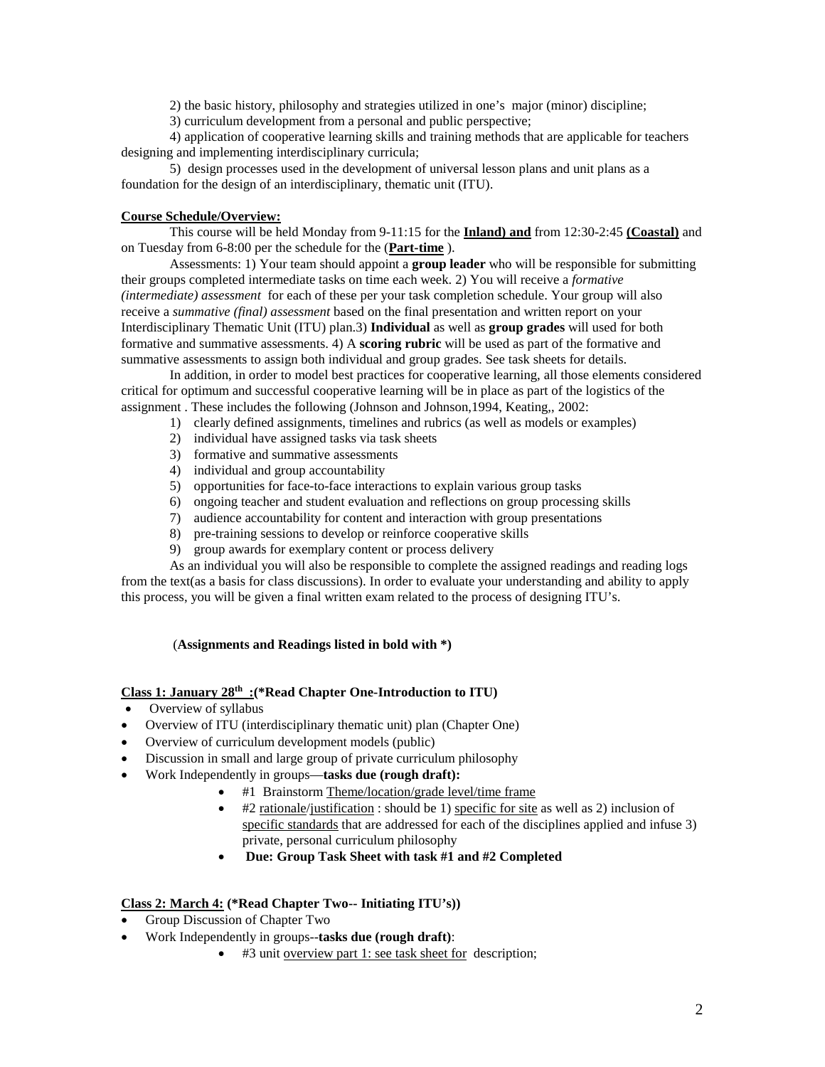2) the basic history, philosophy and strategies utilized in one's major (minor) discipline;

3) curriculum development from a personal and public perspective;

4) application of cooperative learning skills and training methods that are applicable for teachers designing and implementing interdisciplinary curricula;

5) design processes used in the development of universal lesson plans and unit plans as a foundation for the design of an interdisciplinary, thematic unit (ITU).

**Course Schedule/Overview:**

This course will be held Monday from 9-11:15 for the **Inland) and** from 12:30-2:45 **(Coastal)** and on Tuesday from 6-8:00 per the schedule for the (**Part-time** ).

Assessments: 1) Your team should appoint a **group leader** who will be responsible for submitting their groups completed intermediate tasks on time each week. 2) You will receive a *formative (intermediate) assessment* for each of these per your task completion schedule. Your group will also receive a *summative (final) assessment* based on the final presentation and written report on your Interdisciplinary Thematic Unit (ITU) plan.3) **Individual** as well as **group grades** will used for both formative and summative assessments. 4) A **scoring rubric** will be used as part of the formative and summative assessments to assign both individual and group grades. See task sheets for details.

In addition, in order to model best practices for cooperative learning, all those elements considered critical for optimum and successful cooperative learning will be in place as part of the logistics of the assignment . These includes the following (Johnson and Johnson,1994, Keating,, 2002:

1) clearly defined assignments, timelines and rubrics (as well as models or examples)
2) individual have assigned tasks via task sheets
3) formative and summative assessments
4) individual and group accountability
5) opportunities for face-to-face interactions to explain various group tasks
6) ongoing teacher and student evaluation and reflections on group processing skills
7) audience accountability for content and interaction with group presentations
8) pre-training sessions to develop or reinforce cooperative skills
9) group awards for exemplary content or process delivery

As an individual you will also be responsible to complete the assigned readings and reading logs from the text(as a basis for class discussions). In order to evaluate your understanding and ability to apply this process, you will be given a final written exam related to the process of designing ITU's.

(**Assignments and Readings listed in bold with \***)

**Class 1: January 28th :(\*Read Chapter One-Introduction to ITU)**

- Overview of syllabus
- Overview of ITU (interdisciplinary thematic unit) plan (Chapter One)
- Overview of curriculum development models (public)
- Discussion in small and large group of private curriculum philosophy
- Work Independently in groups—**tasks due (rough draft):**
  - #1 Brainstorm Theme/location/grade level/time frame
  - #2 rationale/justification : should be 1) specific for site as well as 2) inclusion of specific standards that are addressed for each of the disciplines applied and infuse 3) private, personal curriculum philosophy
  - **Due: Group Task Sheet with task #1 and #2 Completed**

**Class 2: March 4: (\*Read Chapter Two-- Initiating ITU's))**

- Group Discussion of Chapter Two
- Work Independently in groups--**tasks due (rough draft)**:
  - #3 unit overview part 1: see task sheet for description;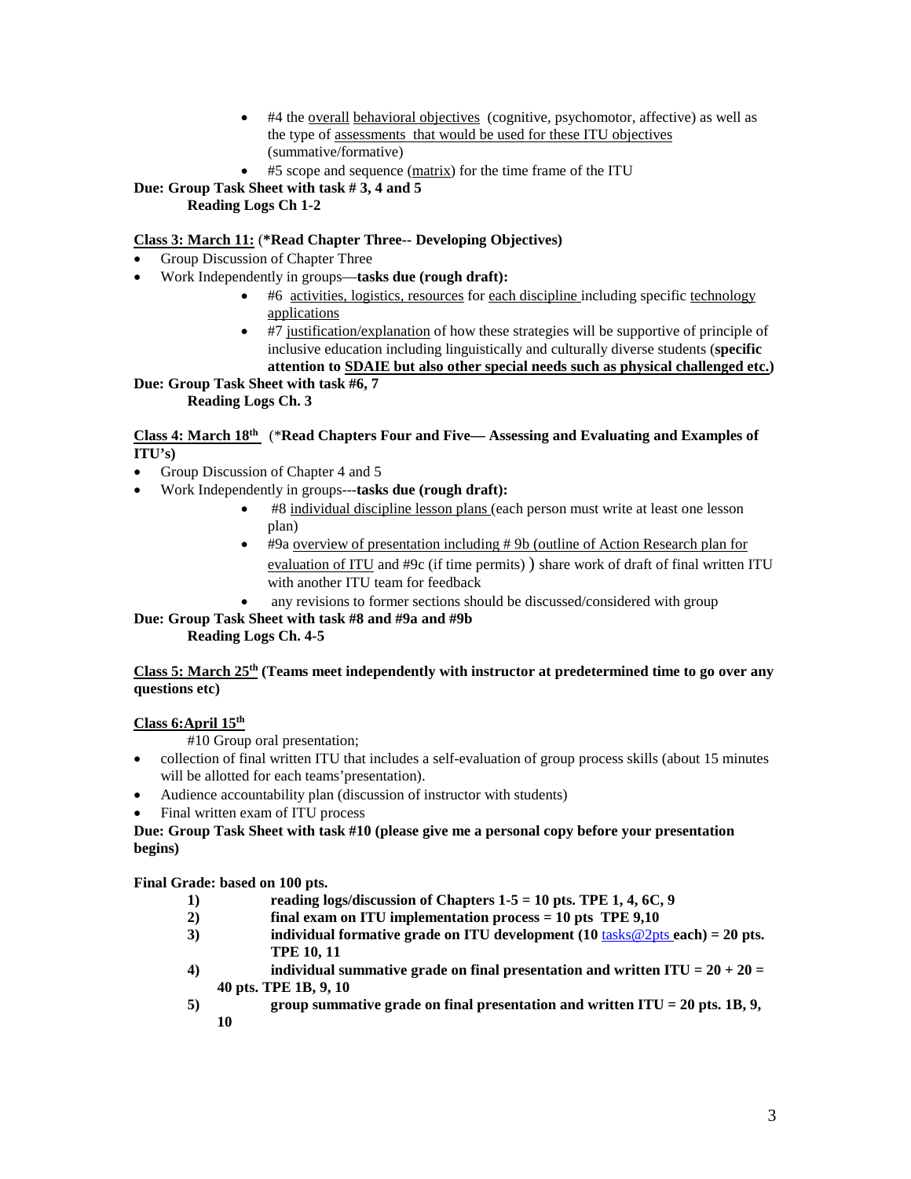- #4 the overall behavioral objectives (cognitive, psychomotor, affective) as well as the type of assessments that would be used for these ITU objectives (summative/formative)
- #5 scope and sequence (matrix) for the time frame of the ITU

**Due: Group Task Sheet with task # 3, 4 and 5**
**Reading Logs Ch 1-2**

**Class 3: March 11:** (**\*Read Chapter Three-- Developing Objectives)**

- Group Discussion of Chapter Three
- Work Independently in groups—**tasks due (rough draft):**
  - #6 activities, logistics, resources for each discipline including specific technology applications
  - #7 justification/explanation of how these strategies will be supportive of principle of inclusive education including linguistically and culturally diverse students (**specific attention to SDAIE but also other special needs such as physical challenged etc.)**

**Due: Group Task Sheet with task #6, 7**
**Reading Logs Ch. 3**

**Class 4: March 18th** (\***Read Chapters Four and Five— Assessing and Evaluating and Examples of ITU's)**

- Group Discussion of Chapter 4 and 5
- Work Independently in groups---**tasks due (rough draft):**
  - #8 individual discipline lesson plans (each person must write at least one lesson plan)
  - #9a overview of presentation including # 9b (outline of Action Research plan for evaluation of ITU and #9c (if time permits) ) share work of draft of final written ITU with another ITU team for feedback
  - any revisions to former sections should be discussed/considered with group

**Due: Group Task Sheet with task #8 and #9a and #9b**
**Reading Logs Ch. 4-5**

**Class 5: March 25th (Teams meet independently with instructor at predetermined time to go over any questions etc)**

**Class 6:April 15th**

#10 Group oral presentation;

- collection of final written ITU that includes a self-evaluation of group process skills (about 15 minutes will be allotted for each teams'presentation).
- Audience accountability plan (discussion of instructor with students)
- Final written exam of ITU process

**Due: Group Task Sheet with task #10 (please give me a personal copy before your presentation begins)**

**Final Grade: based on 100 pts.**

1) **reading logs/discussion of Chapters 1-5 = 10 pts. TPE 1, 4, 6C, 9**
2) **final exam on ITU implementation process = 10 pts TPE 9,10**
3) **individual formative grade on ITU development (10 tasks@2pts each) = 20 pts. TPE 10, 11**
4) **individual summative grade on final presentation and written ITU = 20 + 20 = 40 pts. TPE 1B, 9, 10**
5) **group summative grade on final presentation and written ITU = 20 pts. 1B, 9, 10**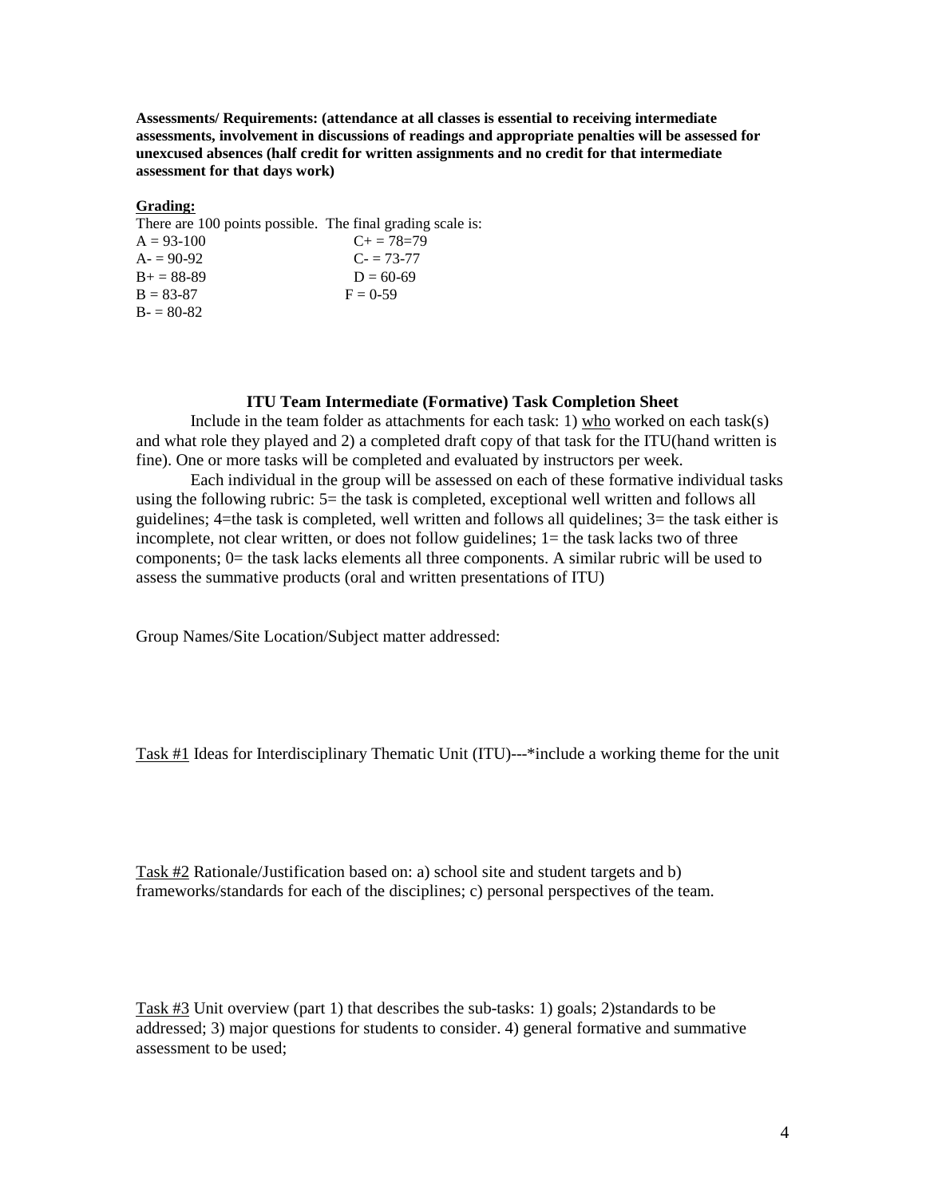**Assessments/ Requirements: (attendance at all classes is essential to receiving intermediate assessments, involvement in discussions of readings and appropriate penalties will be assessed for unexcused absences (half credit for written assignments and no credit for that intermediate assessment for that days work)**

**Grading:**

There are 100 points possible. The final grading scale is:

| | |
|---|---|
| A = 93-100 | C+ = 78=79 |
| A- = 90-92 | C- = 73-77 |
| B+ = 88-89 | D = 60-69 |
| B = 83-87 | F = 0-59 |
| B- = 80-82 | |

### ITU Team Intermediate (Formative) Task Completion Sheet

Include in the team folder as attachments for each task: 1) who worked on each task(s) and what role they played and 2) a completed draft copy of that task for the ITU(hand written is fine). One or more tasks will be completed and evaluated by instructors per week.

Each individual in the group will be assessed on each of these formative individual tasks using the following rubric: 5= the task is completed, exceptional well written and follows all guidelines; 4=the task is completed, well written and follows all quidelines; 3= the task either is incomplete, not clear written, or does not follow guidelines; 1= the task lacks two of three components; 0= the task lacks elements all three components. A similar rubric will be used to assess the summative products (oral and written presentations of ITU)

Group Names/Site Location/Subject matter addressed:

Task #1 Ideas for Interdisciplinary Thematic Unit (ITU)---*include a working theme for the unit

Task #2 Rationale/Justification based on: a) school site and student targets and b) frameworks/standards for each of the disciplines; c) personal perspectives of the team.

Task #3 Unit overview (part 1) that describes the sub-tasks: 1) goals; 2)standards to be addressed; 3) major questions for students to consider. 4) general formative and summative assessment to be used;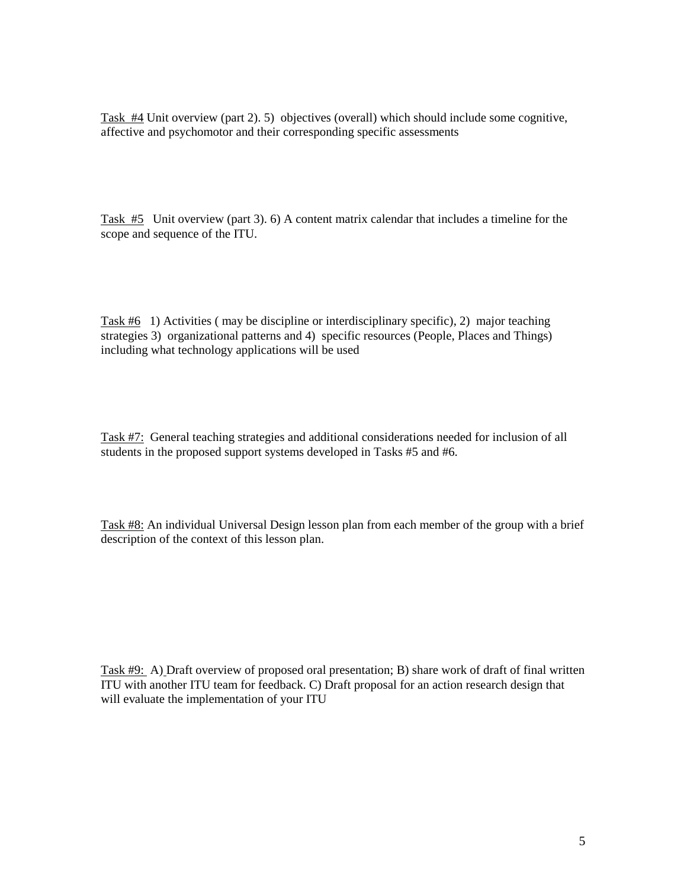Task #4 Unit overview (part 2). 5) objectives (overall) which should include some cognitive, affective and psychomotor and their corresponding specific assessments

Task #5 Unit overview (part 3). 6) A content matrix calendar that includes a timeline for the scope and sequence of the ITU.

Task #6 1) Activities ( may be discipline or interdisciplinary specific), 2) major teaching strategies 3) organizational patterns and 4) specific resources (People, Places and Things) including what technology applications will be used

Task #7: General teaching strategies and additional considerations needed for inclusion of all students in the proposed support systems developed in Tasks #5 and #6.

Task #8: An individual Universal Design lesson plan from each member of the group with a brief description of the context of this lesson plan.

Task #9: A) Draft overview of proposed oral presentation; B) share work of draft of final written ITU with another ITU team for feedback. C) Draft proposal for an action research design that will evaluate the implementation of your ITU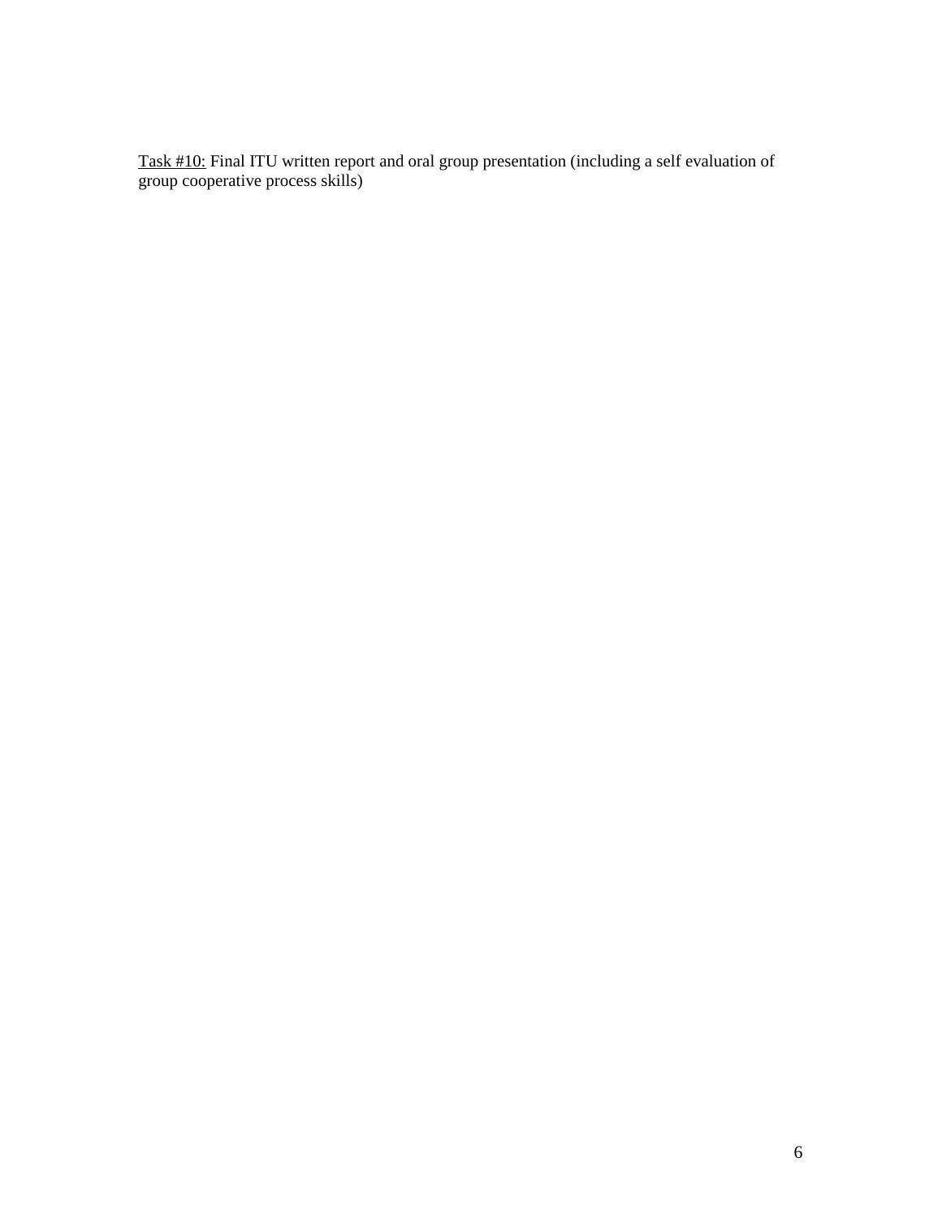<u>Task #10:</u> Final ITU written report and oral group presentation (including a self evaluation of group cooperative process skills)